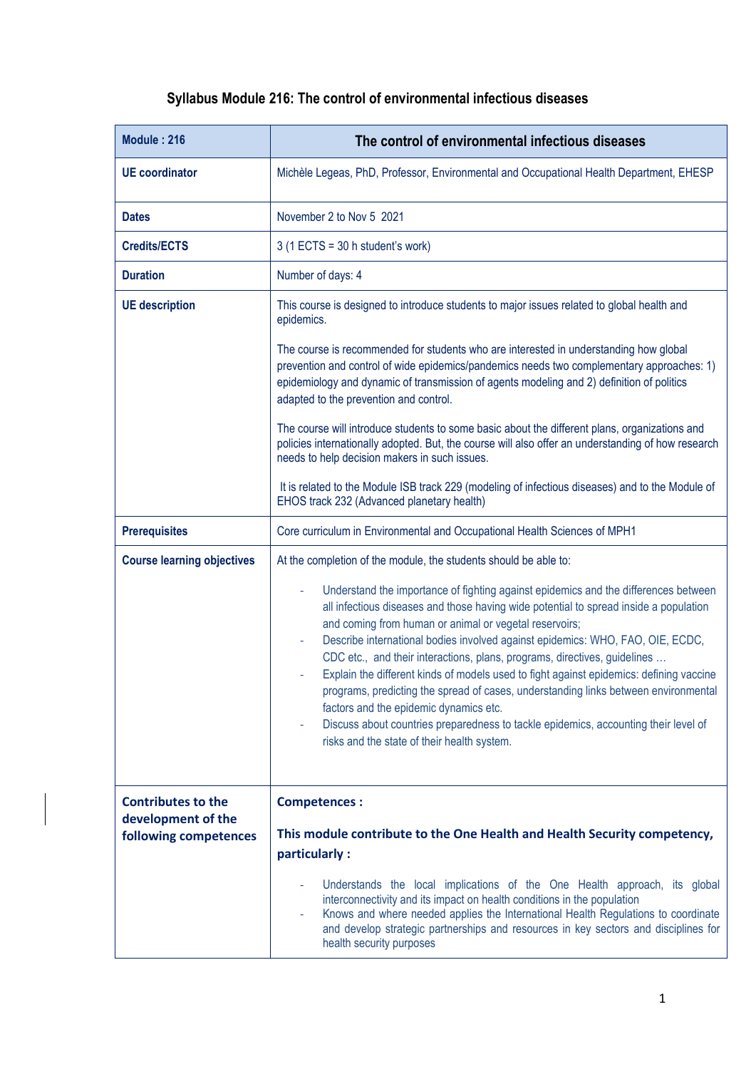# Syllabus Module 216: The control of environmental infectious diseases

| Module : 216 | The control of environmental infectious diseases |
|---|---|
| **UE coordinator** | Michèle Legeas, PhD, Professor, Environmental and Occupational Health Department, EHESP |
| **Dates** | November 2 to Nov 5 2021 |
| **Credits/ECTS** | 3 (1 ECTS = 30 h student's work) |
| **Duration** | Number of days: 4 |
| **UE description** | This course is designed to introduce students to major issues related to global health and epidemics.<br><br>The course is recommended for students who are interested in understanding how global prevention and control of wide epidemics/pandemics needs two complementary approaches: 1) epidemiology and dynamic of transmission of agents modeling and 2) definition of politics adapted to the prevention and control.<br><br>The course will introduce students to some basic about the different plans, organizations and policies internationally adopted. But, the course will also offer an understanding of how research needs to help decision makers in such issues.<br><br>It is related to the Module ISB track 229 (modeling of infectious diseases) and to the Module of EHOS track 232 (Advanced planetary health) |
| **Prerequisites** | Core curriculum in Environmental and Occupational Health Sciences of MPH1 |
| **Course learning objectives** | At the completion of the module, the students should be able to:<br><br>- Understand the importance of fighting against epidemics and the differences between all infectious diseases and those having wide potential to spread inside a population and coming from human or animal or vegetal reservoirs;<br>- Describe international bodies involved against epidemics: WHO, FAO, OIE, ECDC, CDC etc., and their interactions, plans, programs, directives, guidelines …<br>- Explain the different kinds of models used to fight against epidemics: defining vaccine programs, predicting the spread of cases, understanding links between environmental factors and the epidemic dynamics etc.<br>- Discuss about countries preparedness to tackle epidemics, accounting their level of risks and the state of their health system. |
| **Contributes to the development of the following competences** | **Competences :**<br><br>**This module contribute to the One Health and Health Security competency, particularly :**<br><br>- Understands the local implications of the One Health approach, its global interconnectivity and its impact on health conditions in the population<br>- Knows and where needed applies the International Health Regulations to coordinate and develop strategic partnerships and resources in key sectors and disciplines for health security purposes |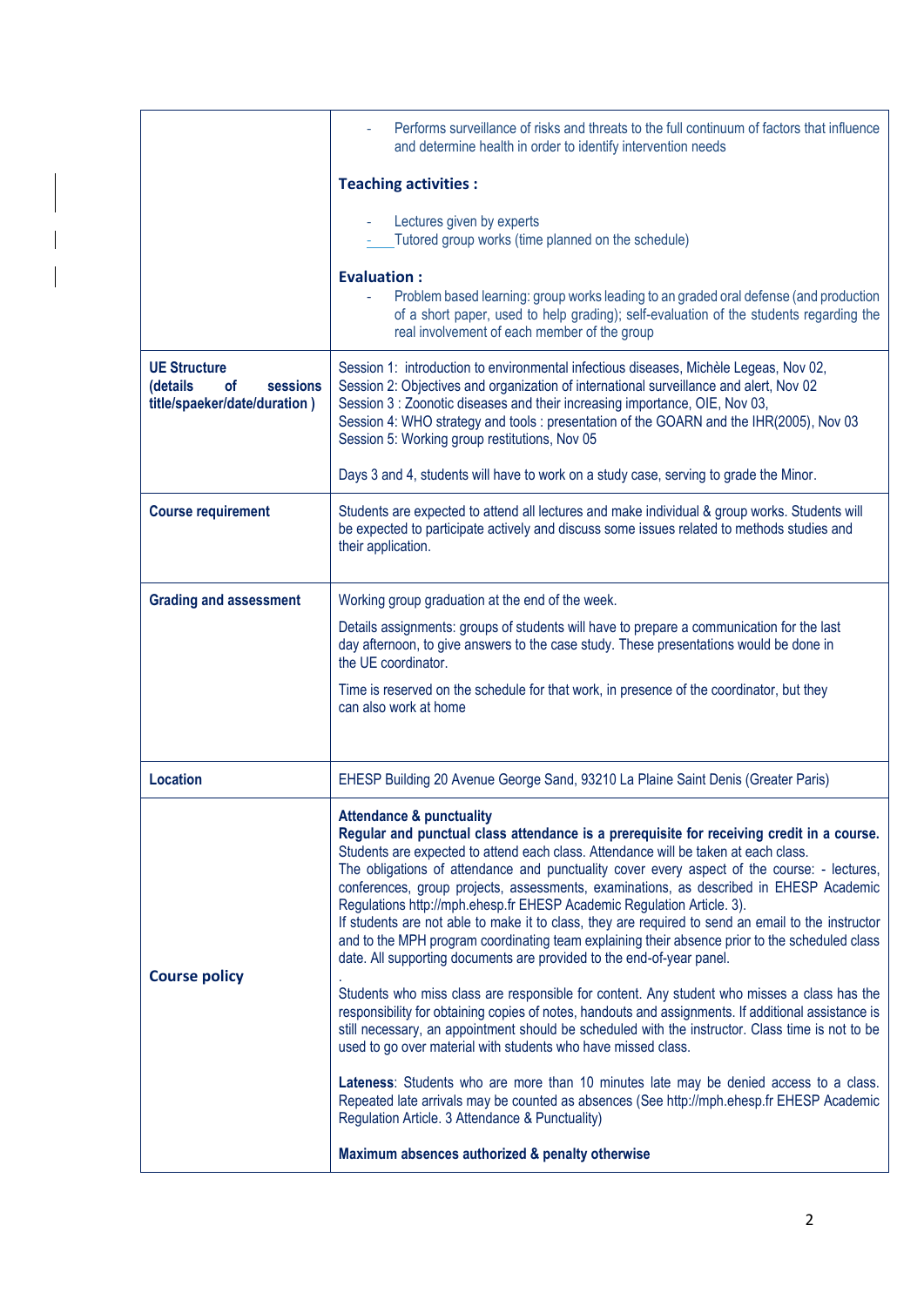| | |
|---|---|
| | - Performs surveillance of risks and threats to the full continuum of factors that influence and determine health in order to identify intervention needs<br><br>**Teaching activities :**<br><br>- Lectures given by experts<br>- Tutored group works (time planned on the schedule)<br><br>**Evaluation :**<br>- Problem based learning: group works leading to an graded oral defense (and production of a short paper, used to help grading); self-evaluation of the students regarding the real involvement of each member of the group |
| **UE Structure (details of sessions title/spaeker/date/duration )** | Session 1: introduction to environmental infectious diseases, Michèle Legeas, Nov 02,<br>Session 2: Objectives and organization of international surveillance and alert, Nov 02<br>Session 3 : Zoonotic diseases and their increasing importance, OIE, Nov 03,<br>Session 4: WHO strategy and tools : presentation of the GOARN and the IHR(2005), Nov 03<br>Session 5: Working group restitutions, Nov 05<br><br>Days 3 and 4, students will have to work on a study case, serving to grade the Minor. |
| **Course requirement** | Students are expected to attend all lectures and make individual & group works. Students will be expected to participate actively and discuss some issues related to methods studies and their application. |
| **Grading and assessment** | Working group graduation at the end of the week.<br><br>Details assignments: groups of students will have to prepare a communication for the last day afternoon, to give answers to the case study. These presentations would be done in the UE coordinator.<br><br>Time is reserved on the schedule for that work, in presence of the coordinator, but they can also work at home |
| **Location** | EHESP Building 20 Avenue George Sand, 93210 La Plaine Saint Denis (Greater Paris) |
| **Course policy** | **Attendance & punctuality**<br>**Regular and punctual class attendance is a prerequisite for receiving credit in a course.** Students are expected to attend each class. Attendance will be taken at each class.<br>The obligations of attendance and punctuality cover every aspect of the course: - lectures, conferences, group projects, assessments, examinations, as described in EHESP Academic Regulations http://mph.ehesp.fr EHESP Academic Regulation Article. 3).<br>If students are not able to make it to class, they are required to send an email to the instructor and to the MPH program coordinating team explaining their absence prior to the scheduled class date. All supporting documents are provided to the end-of-year panel.<br>.<br>Students who miss class are responsible for content. Any student who misses a class has the responsibility for obtaining copies of notes, handouts and assignments. If additional assistance is still necessary, an appointment should be scheduled with the instructor. Class time is not to be used to go over material with students who have missed class.<br><br>**Lateness**: Students who are more than 10 minutes late may be denied access to a class. Repeated late arrivals may be counted as absences (See http://mph.ehesp.fr EHESP Academic Regulation Article. 3 Attendance & Punctuality)<br><br>**Maximum absences authorized & penalty otherwise** |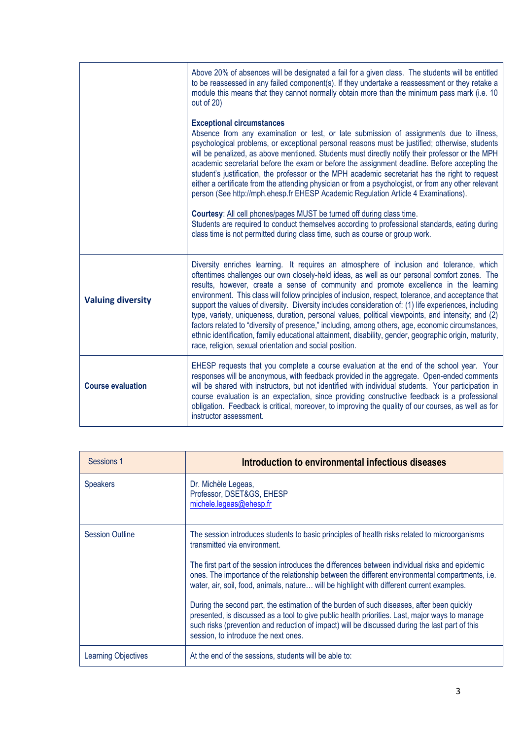| | |
|---|---|
| | Above 20% of absences will be designated a fail for a given class. The students will be entitled to be reassessed in any failed component(s). If they undertake a reassessment or they retake a module this means that they cannot normally obtain more than the minimum pass mark (i.e. 10 out of 20)<br><br>**Exceptional circumstances**<br>Absence from any examination or test, or late submission of assignments due to illness, psychological problems, or exceptional personal reasons must be justified; otherwise, students will be penalized, as above mentioned. Students must directly notify their professor or the MPH academic secretariat before the exam or before the assignment deadline. Before accepting the student's justification, the professor or the MPH academic secretariat has the right to request either a certificate from the attending physician or from a psychologist, or from any other relevant person (See http://mph.ehesp.fr EHESP Academic Regulation Article 4 Examinations).<br><br>**Courtesy**: All cell phones/pages MUST be turned off during class time.<br>Students are required to conduct themselves according to professional standards, eating during class time is not permitted during class time, such as course or group work. |
| **Valuing diversity** | Diversity enriches learning. It requires an atmosphere of inclusion and tolerance, which oftentimes challenges our own closely-held ideas, as well as our personal comfort zones. The results, however, create a sense of community and promote excellence in the learning environment. This class will follow principles of inclusion, respect, tolerance, and acceptance that support the values of diversity. Diversity includes consideration of: (1) life experiences, including type, variety, uniqueness, duration, personal values, political viewpoints, and intensity; and (2) factors related to "diversity of presence," including, among others, age, economic circumstances, ethnic identification, family educational attainment, disability, gender, geographic origin, maturity, race, religion, sexual orientation and social position. |
| **Course evaluation** | EHESP requests that you complete a course evaluation at the end of the school year. Your responses will be anonymous, with feedback provided in the aggregate. Open-ended comments will be shared with instructors, but not identified with individual students. Your participation in course evaluation is an expectation, since providing constructive feedback is a professional obligation. Feedback is critical, moreover, to improving the quality of our courses, as well as for instructor assessment. |

| Sessions 1 | **Introduction to environmental infectious diseases** |
|---|---|
| Speakers | Dr. Michèle Legeas,<br>Professor, DSET&GS, EHESP<br>michele.legeas@ehesp.fr |
| Session Outline | The session introduces students to basic principles of health risks related to microorganisms transmitted via environment.<br><br>The first part of the session introduces the differences between individual risks and epidemic ones. The importance of the relationship between the different environmental compartments, i.e. water, air, soil, food, animals, nature… will be highlight with different current examples.<br><br>During the second part, the estimation of the burden of such diseases, after been quickly presented, is discussed as a tool to give public health priorities. Last, major ways to manage such risks (prevention and reduction of impact) will be discussed during the last part of this session, to introduce the next ones. |
| Learning Objectives | At the end of the sessions, students will be able to: |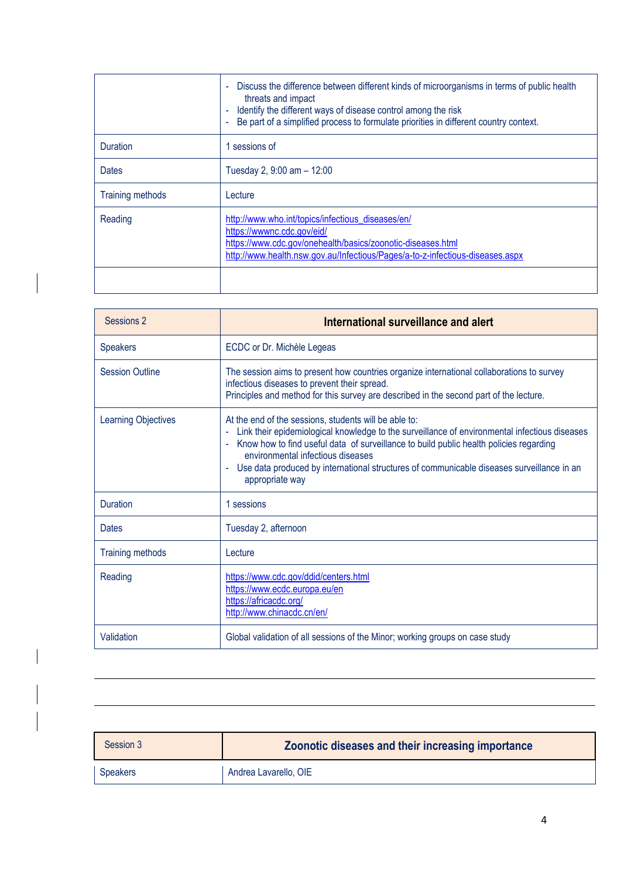| | |
|---|---|
| | - Discuss the difference between different kinds of microorganisms in terms of public health threats and impact<br>- Identify the different ways of disease control among the risk<br>- Be part of a simplified process to formulate priorities in different country context. |
| Duration | 1 sessions of |
| Dates | Tuesday 2, 9:00 am – 12:00 |
| Training methods | Lecture |
| Reading | http://www.who.int/topics/infectious_diseases/en/<br>https://wwwnc.cdc.gov/eid/<br>https://www.cdc.gov/onehealth/basics/zoonotic-diseases.html<br>http://www.health.nsw.gov.au/Infectious/Pages/a-to-z-infectious-diseases.aspx |
| | |

| Sessions 2 | **International surveillance and alert** |
|---|---|
| Speakers | ECDC or Dr. Michèle Legeas |
| Session Outline | The session aims to present how countries organize international collaborations to survey infectious diseases to prevent their spread.<br>Principles and method for this survey are described in the second part of the lecture. |
| Learning Objectives | At the end of the sessions, students will be able to:<br>- Link their epidemiological knowledge to the surveillance of environmental infectious diseases<br>- Know how to find useful data of surveillance to build public health policies regarding environmental infectious diseases<br>- Use data produced by international structures of communicable diseases surveillance in an appropriate way |
| Duration | 1 sessions |
| Dates | Tuesday 2, afternoon |
| Training methods | Lecture |
| Reading | https://www.cdc.gov/ddid/centers.html<br>https://www.ecdc.europa.eu/en<br>https://africacdc.org/<br>http://www.chinacdc.cn/en/ |
| Validation | Global validation of all sessions of the Minor; working groups on case study |

| Session 3 | **Zoonotic diseases and their increasing importance** |
|---|---|
| Speakers | Andrea Lavarello, OIE |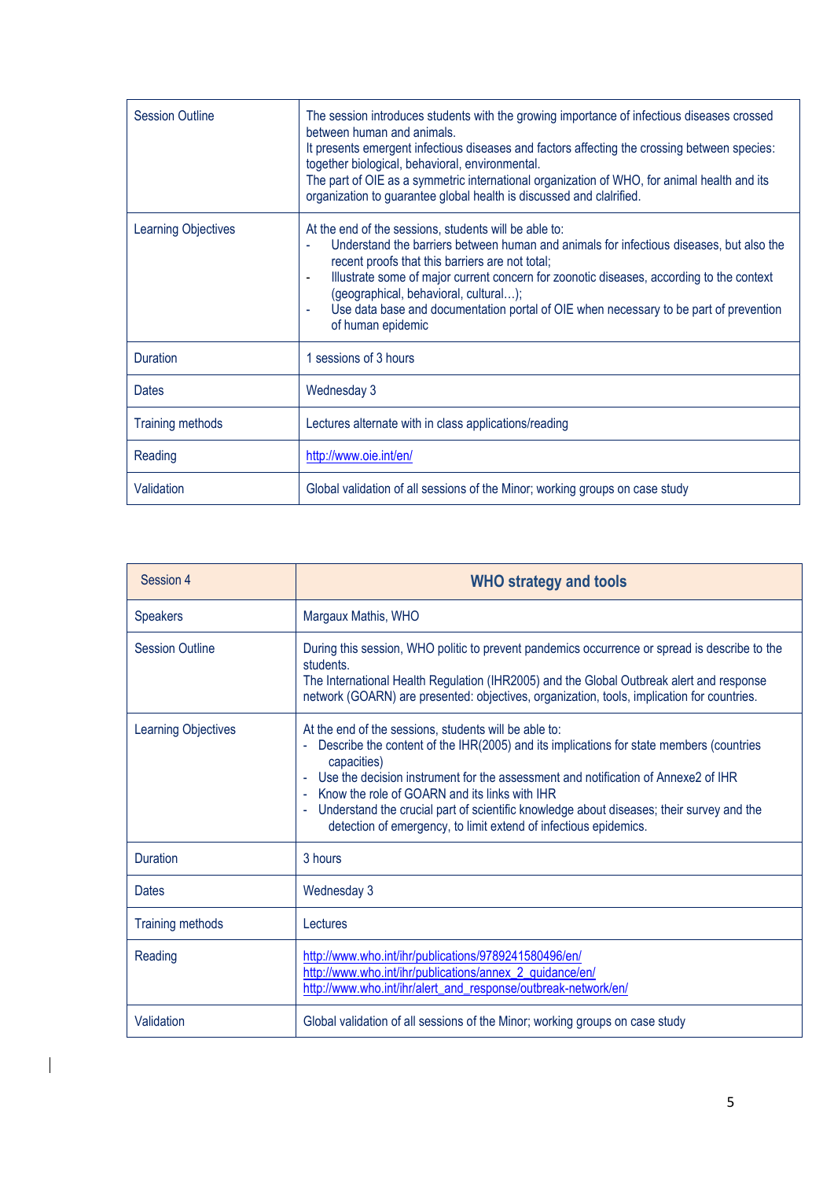| Session Outline | The session introduces students with the growing importance of infectious diseases crossed between human and animals.<br>It presents emergent infectious diseases and factors affecting the crossing between species: together biological, behavioral, environmental.<br>The part of OIE as a symmetric international organization of WHO, for animal health and its organization to guarantee global health is discussed and clarified. |
|---|---|
| Learning Objectives | At the end of the sessions, students will be able to:<br>- Understand the barriers between human and animals for infectious diseases, but also the recent proofs that this barriers are not total;<br>- Illustrate some of major current concern for zoonotic diseases, according to the context (geographical, behavioral, cultural…);<br>- Use data base and documentation portal of OIE when necessary to be part of prevention of human epidemic |
| Duration | 1 sessions of 3 hours |
| Dates | Wednesday 3 |
| Training methods | Lectures alternate with in class applications/reading |
| Reading | http://www.oie.int/en/ |
| Validation | Global validation of all sessions of the Minor; working groups on case study |

| Session 4 | **WHO strategy and tools** |
|---|---|
| Speakers | Margaux Mathis, WHO |
| Session Outline | During this session, WHO politic to prevent pandemics occurrence or spread is describe to the students.<br>The International Health Regulation (IHR2005) and the Global Outbreak alert and response network (GOARN) are presented: objectives, organization, tools, implication for countries. |
| Learning Objectives | At the end of the sessions, students will be able to:<br>- Describe the content of the IHR(2005) and its implications for state members (countries capacities)<br>- Use the decision instrument for the assessment and notification of Annexe2 of IHR<br>- Know the role of GOARN and its links with IHR<br>- Understand the crucial part of scientific knowledge about diseases; their survey and the detection of emergency, to limit extend of infectious epidemics. |
| Duration | 3 hours |
| Dates | Wednesday 3 |
| Training methods | Lectures |
| Reading | http://www.who.int/ihr/publications/9789241580496/en/<br>http://www.who.int/ihr/publications/annex_2_guidance/en/<br>http://www.who.int/ihr/alert_and_response/outbreak-network/en/ |
| Validation | Global validation of all sessions of the Minor; working groups on case study |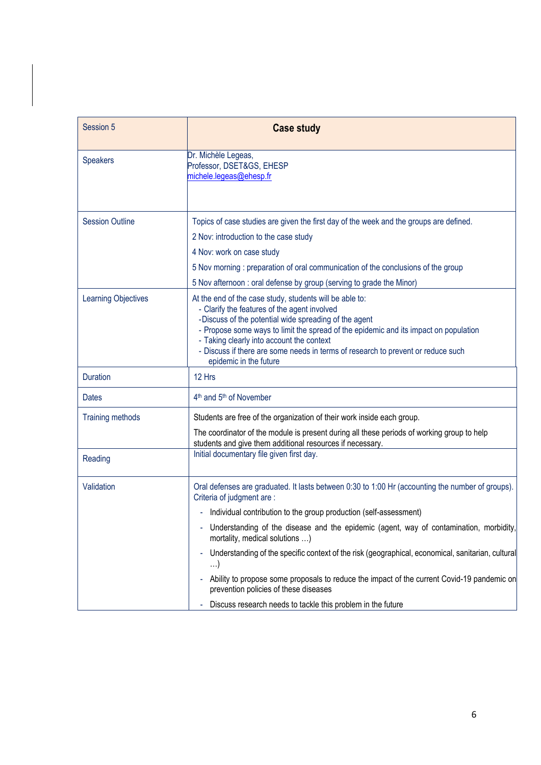| Session 5 | **Case study** |
|---|---|
| Speakers | Dr. Michèle Legeas,<br>Professor, DSET&GS, EHESP<br>michele.legeas@ehesp.fr |
| Session Outline | Topics of case studies are given the first day of the week and the groups are defined.<br>2 Nov: introduction to the case study<br>4 Nov: work on case study<br>5 Nov morning : preparation of oral communication of the conclusions of the group<br>5 Nov afternoon : oral defense by group (serving to grade the Minor) |
| Learning Objectives | At the end of the case study, students will be able to:<br>- Clarify the features of the agent involved<br>-Discuss of the potential wide spreading of the agent<br>- Propose some ways to limit the spread of the epidemic and its impact on population<br>- Taking clearly into account the context<br>- Discuss if there are some needs in terms of research to prevent or reduce such epidemic in the future |
| Duration | 12 Hrs |
| Dates | 4th and 5th of November |
| Training methods | Students are free of the organization of their work inside each group.<br>The coordinator of the module is present during all these periods of working group to help students and give them additional resources if necessary. |
| Reading | Initial documentary file given first day. |
| Validation | Oral defenses are graduated. It lasts between 0:30 to 1:00 Hr (accounting the number of groups). Criteria of judgment are :<br>- Individual contribution to the group production (self-assessment)<br>- Understanding of the disease and the epidemic (agent, way of contamination, morbidity, mortality, medical solutions …)<br>- Understanding of the specific context of the risk (geographical, economical, sanitarian, cultural …)<br>- Ability to propose some proposals to reduce the impact of the current Covid-19 pandemic on prevention policies of these diseases<br>- Discuss research needs to tackle this problem in the future |